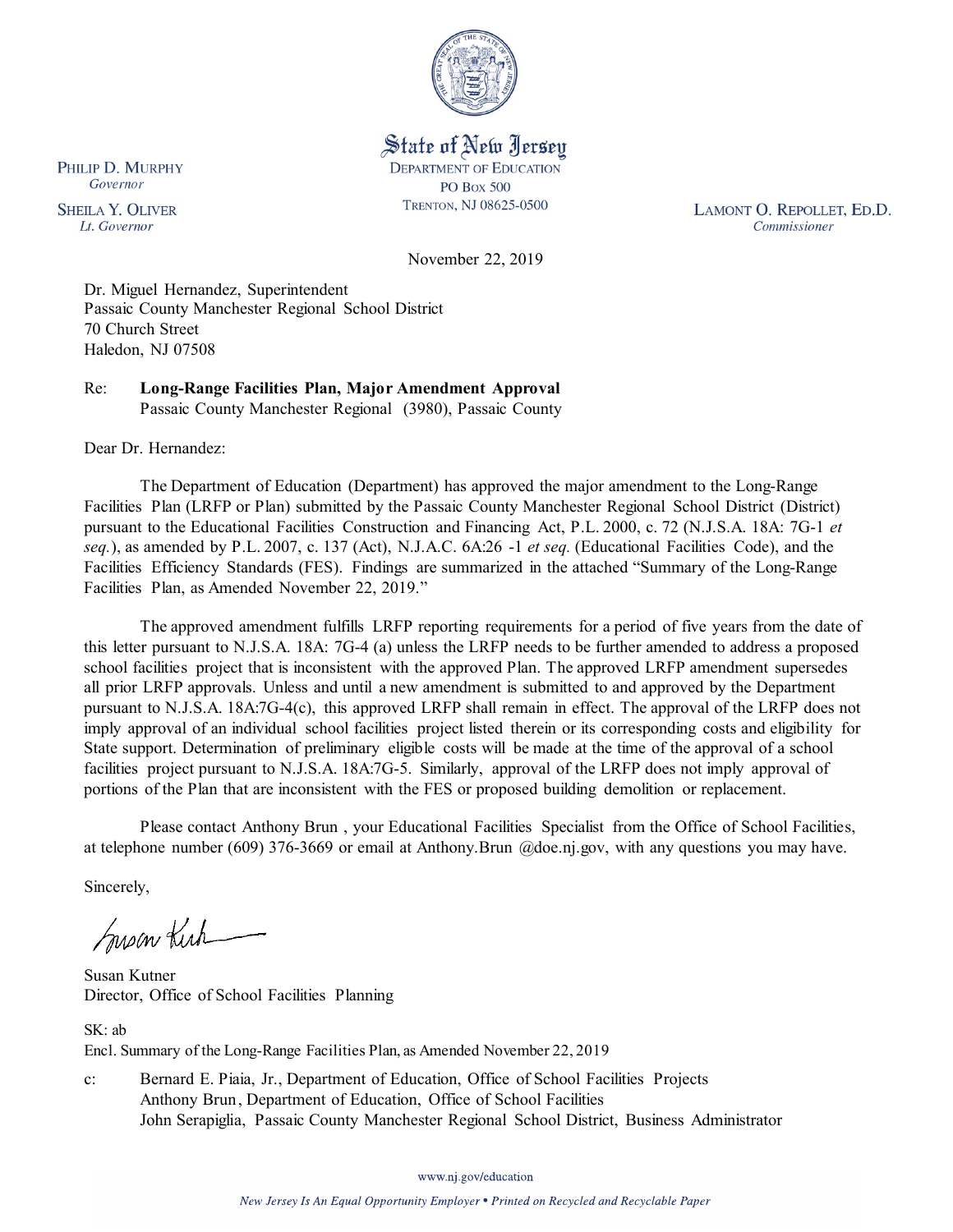State of New Jersey
DEPARTMENT OF EDUCATION
PO Box 500
TRENTON, NJ 08625-0500

PHILIP D. MURPHY
*Governor*

SHEILA Y. OLIVER
*Lt. Governor*

LAMONT O. REPOLLET, ED.D.
*Commissioner*

November 22, 2019

Dr. Miguel Hernandez, Superintendent
Passaic County Manchester Regional School District
70 Church Street
Haledon, NJ 07508

Re: **Long-Range Facilities Plan, Major Amendment Approval**
Passaic County Manchester Regional (3980), Passaic County

Dear Dr. Hernandez:

The Department of Education (Department) has approved the major amendment to the Long-Range Facilities Plan (LRFP or Plan) submitted by the Passaic County Manchester Regional School District (District) pursuant to the Educational Facilities Construction and Financing Act, P.L. 2000, c. 72 (N.J.S.A. 18A: 7G-1 *et seq.*), as amended by P.L. 2007, c. 137 (Act), N.J.A.C. 6A:26 -1 *et seq.* (Educational Facilities Code), and the Facilities Efficiency Standards (FES). Findings are summarized in the attached "Summary of the Long-Range Facilities Plan, as Amended November 22, 2019."

The approved amendment fulfills LRFP reporting requirements for a period of five years from the date of this letter pursuant to N.J.S.A. 18A: 7G-4 (a) unless the LRFP needs to be further amended to address a proposed school facilities project that is inconsistent with the approved Plan. The approved LRFP amendment supersedes all prior LRFP approvals. Unless and until a new amendment is submitted to and approved by the Department pursuant to N.J.S.A. 18A:7G-4(c), this approved LRFP shall remain in effect. The approval of the LRFP does not imply approval of an individual school facilities project listed therein or its corresponding costs and eligibility for State support. Determination of preliminary eligible costs will be made at the time of the approval of a school facilities project pursuant to N.J.S.A. 18A:7G-5. Similarly, approval of the LRFP does not imply approval of portions of the Plan that are inconsistent with the FES or proposed building demolition or replacement.

Please contact Anthony Brun , your Educational Facilities Specialist from the Office of School Facilities, at telephone number (609) 376-3669 or email at Anthony.Brun @doe.nj.gov, with any questions you may have.

Sincerely,

Susan Kutner
Director, Office of School Facilities Planning

SK: ab
Encl. Summary of the Long-Range Facilities Plan, as Amended November 22, 2019

c: Bernard E. Piaia, Jr., Department of Education, Office of School Facilities Projects
Anthony Brun, Department of Education, Office of School Facilities
John Serapiglia, Passaic County Manchester Regional School District, Business Administrator

www.nj.gov/education

*New Jersey Is An Equal Opportunity Employer • Printed on Recycled and Recyclable Paper*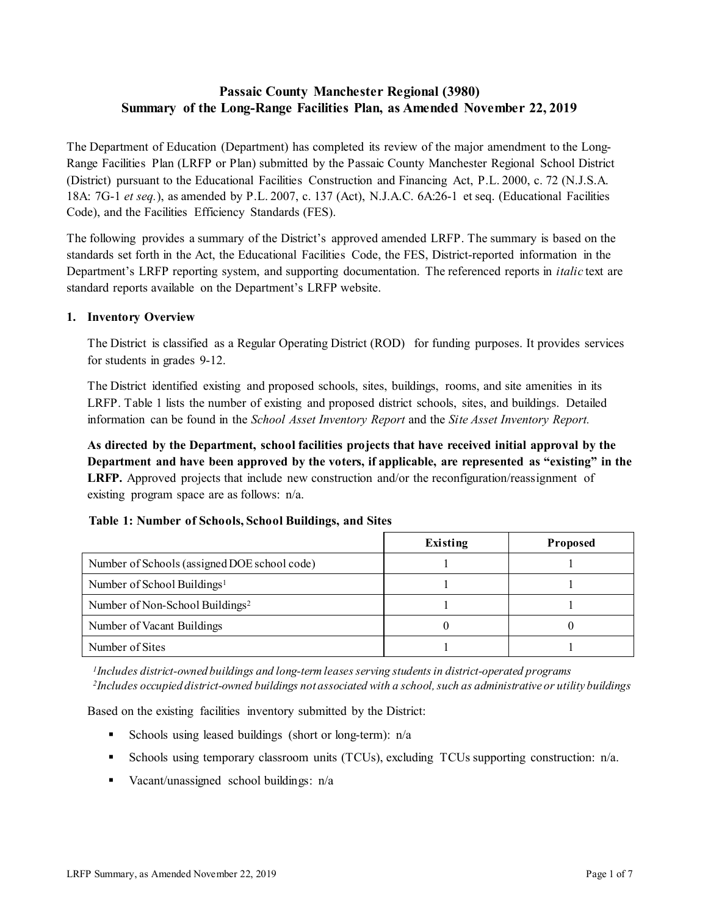## Passaic County Manchester Regional (3980)
## Summary of the Long-Range Facilities Plan, as Amended November 22, 2019

The Department of Education (Department) has completed its review of the major amendment to the Long-Range Facilities Plan (LRFP or Plan) submitted by the Passaic County Manchester Regional School District (District) pursuant to the Educational Facilities Construction and Financing Act, P.L. 2000, c. 72 (N.J.S.A. 18A: 7G-1 *et seq.*), as amended by P.L. 2007, c. 137 (Act), N.J.A.C. 6A:26-1 et seq. (Educational Facilities Code), and the Facilities Efficiency Standards (FES).

The following provides a summary of the District's approved amended LRFP. The summary is based on the standards set forth in the Act, the Educational Facilities Code, the FES, District-reported information in the Department's LRFP reporting system, and supporting documentation. The referenced reports in *italic* text are standard reports available on the Department's LRFP website.

### 1. Inventory Overview

The District is classified as a Regular Operating District (ROD) for funding purposes. It provides services for students in grades 9-12.

The District identified existing and proposed schools, sites, buildings, rooms, and site amenities in its LRFP. Table 1 lists the number of existing and proposed district schools, sites, and buildings. Detailed information can be found in the *School Asset Inventory Report* and the *Site Asset Inventory Report.*

**As directed by the Department, school facilities projects that have received initial approval by the Department and have been approved by the voters, if applicable, are represented as "existing" in the LRFP.** Approved projects that include new construction and/or the reconfiguration/reassignment of existing program space are as follows: n/a.

**Table 1: Number of Schools, School Buildings, and Sites**

| | Existing | Proposed |
|---|---|---|
| Number of Schools (assigned DOE school code) | 1 | 1 |
| Number of School Buildings[1] | 1 | 1 |
| Number of Non-School Buildings[2] | 1 | 1 |
| Number of Vacant Buildings | 0 | 0 |
| Number of Sites | 1 | 1 |

*[1]Includes district-owned buildings and long-term leases serving students in district-operated programs*
*[2]Includes occupied district-owned buildings not associated with a school, such as administrative or utility buildings*

Based on the existing facilities inventory submitted by the District:

- Schools using leased buildings (short or long-term): n/a
- Schools using temporary classroom units (TCUs), excluding TCUs supporting construction: n/a.
- Vacant/unassigned school buildings: n/a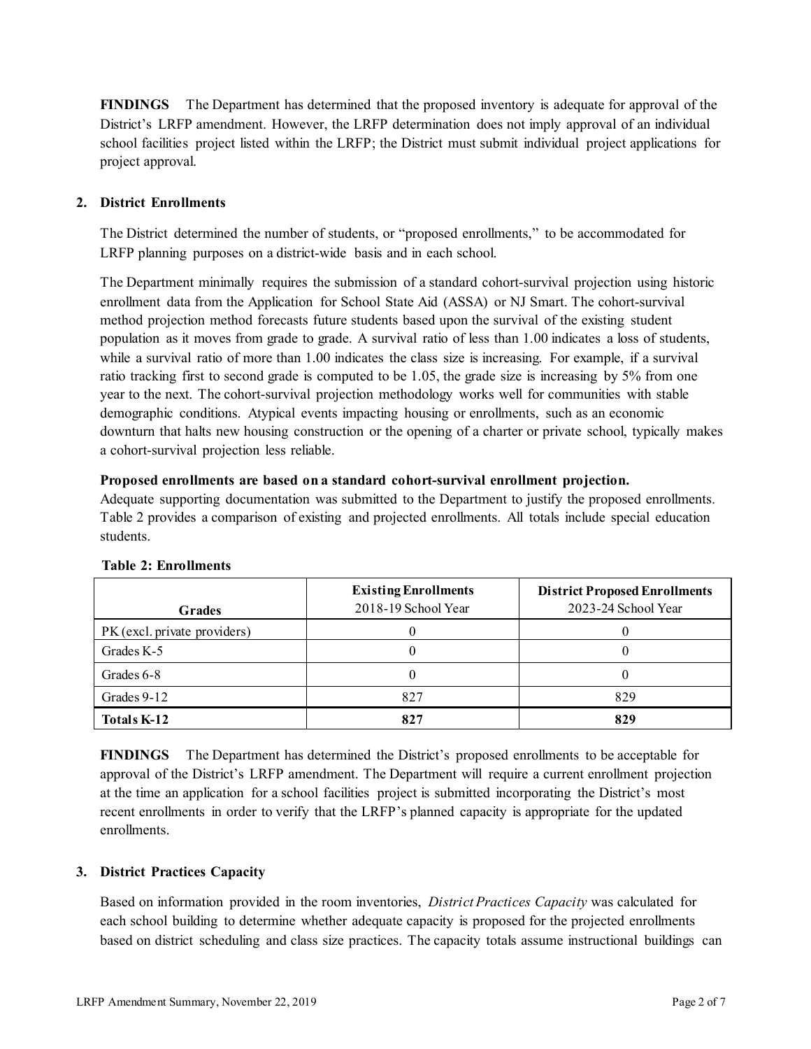**FINDINGS** The Department has determined that the proposed inventory is adequate for approval of the District's LRFP amendment. However, the LRFP determination does not imply approval of an individual school facilities project listed within the LRFP; the District must submit individual project applications for project approval.

## 2. District Enrollments

The District determined the number of students, or "proposed enrollments," to be accommodated for LRFP planning purposes on a district-wide basis and in each school.

The Department minimally requires the submission of a standard cohort-survival projection using historic enrollment data from the Application for School State Aid (ASSA) or NJ Smart. The cohort-survival method projection method forecasts future students based upon the survival of the existing student population as it moves from grade to grade. A survival ratio of less than 1.00 indicates a loss of students, while a survival ratio of more than 1.00 indicates the class size is increasing. For example, if a survival ratio tracking first to second grade is computed to be 1.05, the grade size is increasing by 5% from one year to the next. The cohort-survival projection methodology works well for communities with stable demographic conditions. Atypical events impacting housing or enrollments, such as an economic downturn that halts new housing construction or the opening of a charter or private school, typically makes a cohort-survival projection less reliable.

**Proposed enrollments are based on a standard cohort-survival enrollment projection.**
Adequate supporting documentation was submitted to the Department to justify the proposed enrollments. Table 2 provides a comparison of existing and projected enrollments. All totals include special education students.

**Table 2: Enrollments**

| Grades | **Existing Enrollments** 2018-19 School Year | **District Proposed Enrollments** 2023-24 School Year |
|---|---|---|
| PK (excl. private providers) | 0 | 0 |
| Grades K-5 | 0 | 0 |
| Grades 6-8 | 0 | 0 |
| Grades 9-12 | 827 | 829 |
| **Totals K-12** | **827** | **829** |

**FINDINGS** The Department has determined the District's proposed enrollments to be acceptable for approval of the District's LRFP amendment. The Department will require a current enrollment projection at the time an application for a school facilities project is submitted incorporating the District's most recent enrollments in order to verify that the LRFP's planned capacity is appropriate for the updated enrollments.

## 3. District Practices Capacity

Based on information provided in the room inventories, *District Practices Capacity* was calculated for each school building to determine whether adequate capacity is proposed for the projected enrollments based on district scheduling and class size practices. The capacity totals assume instructional buildings can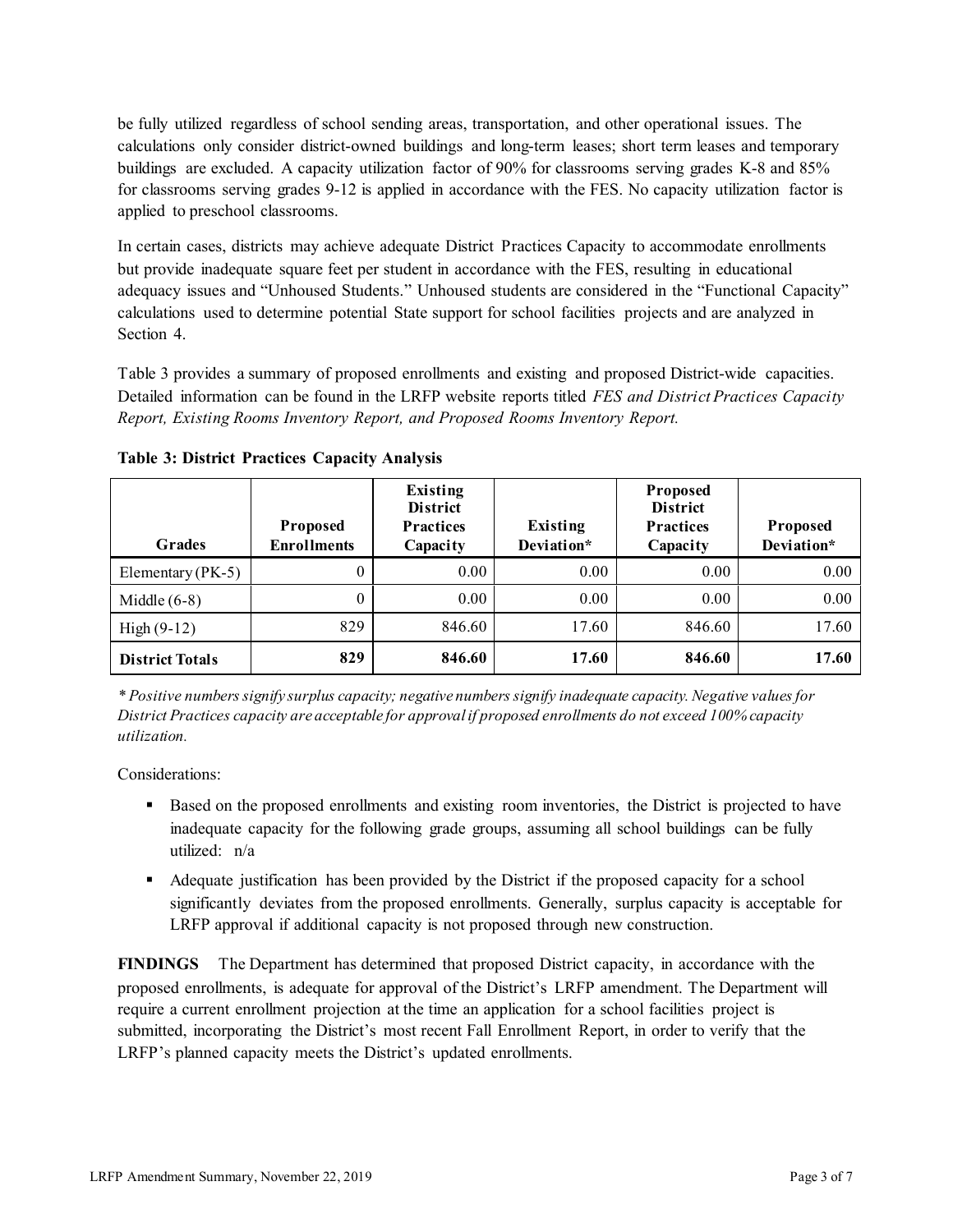be fully utilized regardless of school sending areas, transportation, and other operational issues. The calculations only consider district-owned buildings and long-term leases; short term leases and temporary buildings are excluded. A capacity utilization factor of 90% for classrooms serving grades K-8 and 85% for classrooms serving grades 9-12 is applied in accordance with the FES. No capacity utilization factor is applied to preschool classrooms.

In certain cases, districts may achieve adequate District Practices Capacity to accommodate enrollments but provide inadequate square feet per student in accordance with the FES, resulting in educational adequacy issues and "Unhoused Students." Unhoused students are considered in the "Functional Capacity" calculations used to determine potential State support for school facilities projects and are analyzed in Section 4.

Table 3 provides a summary of proposed enrollments and existing and proposed District-wide capacities. Detailed information can be found in the LRFP website reports titled *FES and District Practices Capacity Report, Existing Rooms Inventory Report, and Proposed Rooms Inventory Report.*

**Table 3: District Practices Capacity Analysis**

| Grades | Proposed Enrollments | Existing District Practices Capacity | Existing Deviation* | Proposed District Practices Capacity | Proposed Deviation* |
|---|---|---|---|---|---|
| Elementary (PK-5) | 0 | 0.00 | 0.00 | 0.00 | 0.00 |
| Middle (6-8) | 0 | 0.00 | 0.00 | 0.00 | 0.00 |
| High (9-12) | 829 | 846.60 | 17.60 | 846.60 | 17.60 |
| **District Totals** | **829** | **846.60** | **17.60** | **846.60** | **17.60** |

*\* Positive numbers signify surplus capacity; negative numbers signify inadequate capacity. Negative values for District Practices capacity are acceptable for approval if proposed enrollments do not exceed 100% capacity utilization.*

Considerations:

- Based on the proposed enrollments and existing room inventories, the District is projected to have inadequate capacity for the following grade groups, assuming all school buildings can be fully utilized: n/a
- Adequate justification has been provided by the District if the proposed capacity for a school significantly deviates from the proposed enrollments. Generally, surplus capacity is acceptable for LRFP approval if additional capacity is not proposed through new construction.

**FINDINGS** The Department has determined that proposed District capacity, in accordance with the proposed enrollments, is adequate for approval of the District's LRFP amendment. The Department will require a current enrollment projection at the time an application for a school facilities project is submitted, incorporating the District's most recent Fall Enrollment Report, in order to verify that the LRFP's planned capacity meets the District's updated enrollments.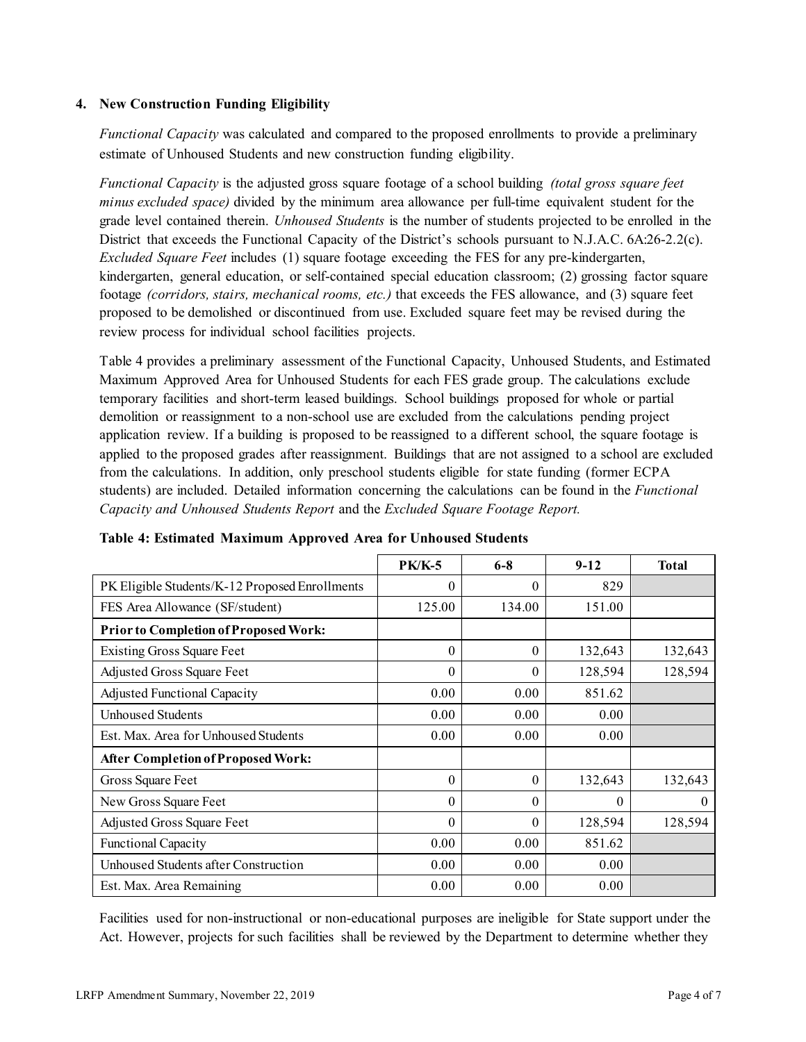### 4. New Construction Funding Eligibility

*Functional Capacity* was calculated and compared to the proposed enrollments to provide a preliminary estimate of Unhoused Students and new construction funding eligibility.

*Functional Capacity* is the adjusted gross square footage of a school building *(total gross square feet minus excluded space)* divided by the minimum area allowance per full-time equivalent student for the grade level contained therein. *Unhoused Students* is the number of students projected to be enrolled in the District that exceeds the Functional Capacity of the District's schools pursuant to N.J.A.C. 6A:26-2.2(c). *Excluded Square Feet* includes (1) square footage exceeding the FES for any pre-kindergarten, kindergarten, general education, or self-contained special education classroom; (2) grossing factor square footage *(corridors, stairs, mechanical rooms, etc.)* that exceeds the FES allowance, and (3) square feet proposed to be demolished or discontinued from use. Excluded square feet may be revised during the review process for individual school facilities projects.

Table 4 provides a preliminary assessment of the Functional Capacity, Unhoused Students, and Estimated Maximum Approved Area for Unhoused Students for each FES grade group. The calculations exclude temporary facilities and short-term leased buildings. School buildings proposed for whole or partial demolition or reassignment to a non-school use are excluded from the calculations pending project application review. If a building is proposed to be reassigned to a different school, the square footage is applied to the proposed grades after reassignment. Buildings that are not assigned to a school are excluded from the calculations. In addition, only preschool students eligible for state funding (former ECPA students) are included. Detailed information concerning the calculations can be found in the *Functional Capacity and Unhoused Students Report* and the *Excluded Square Footage Report.*

**Table 4: Estimated Maximum Approved Area for Unhoused Students**

| | PK/K-5 | 6-8 | 9-12 | Total |
|---|---|---|---|---|
| PK Eligible Students/K-12 Proposed Enrollments | 0 | 0 | 829 | |
| FES Area Allowance (SF/student) | 125.00 | 134.00 | 151.00 | |
| **Prior to Completion of Proposed Work:** | | | | |
| Existing Gross Square Feet | 0 | 0 | 132,643 | 132,643 |
| Adjusted Gross Square Feet | 0 | 0 | 128,594 | 128,594 |
| Adjusted Functional Capacity | 0.00 | 0.00 | 851.62 | |
| Unhoused Students | 0.00 | 0.00 | 0.00 | |
| Est. Max. Area for Unhoused Students | 0.00 | 0.00 | 0.00 | |
| **After Completion of Proposed Work:** | | | | |
| Gross Square Feet | 0 | 0 | 132,643 | 132,643 |
| New Gross Square Feet | 0 | 0 | 0 | 0 |
| Adjusted Gross Square Feet | 0 | 0 | 128,594 | 128,594 |
| Functional Capacity | 0.00 | 0.00 | 851.62 | |
| Unhoused Students after Construction | 0.00 | 0.00 | 0.00 | |
| Est. Max. Area Remaining | 0.00 | 0.00 | 0.00 | |

Facilities used for non-instructional or non-educational purposes are ineligible for State support under the Act. However, projects for such facilities shall be reviewed by the Department to determine whether they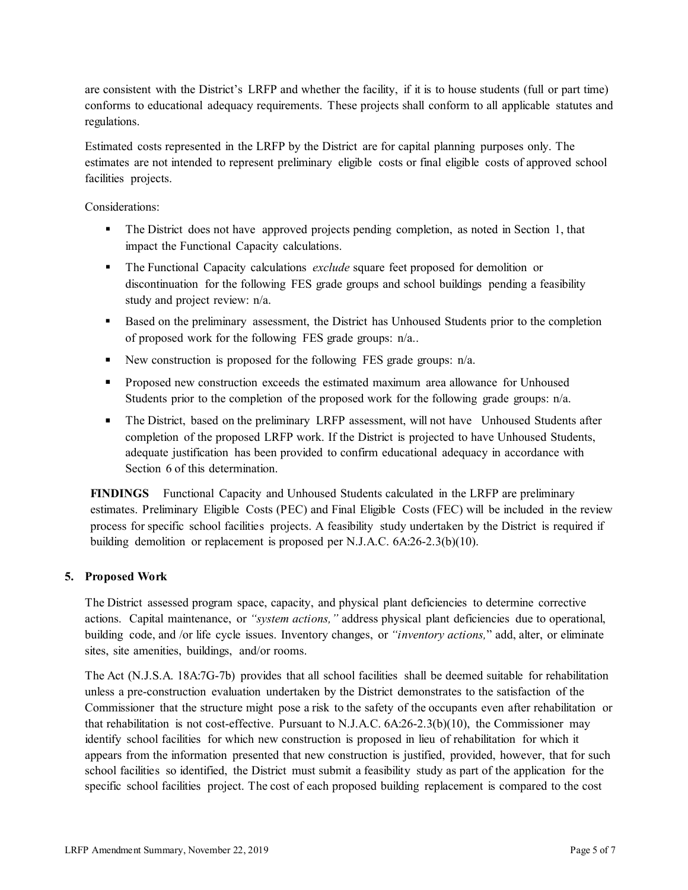are consistent with the District's LRFP and whether the facility, if it is to house students (full or part time) conforms to educational adequacy requirements. These projects shall conform to all applicable statutes and regulations.

Estimated costs represented in the LRFP by the District are for capital planning purposes only. The estimates are not intended to represent preliminary eligible costs or final eligible costs of approved school facilities projects.

Considerations:

- The District does not have approved projects pending completion, as noted in Section 1, that impact the Functional Capacity calculations.
- The Functional Capacity calculations *exclude* square feet proposed for demolition or discontinuation for the following FES grade groups and school buildings pending a feasibility study and project review: n/a.
- Based on the preliminary assessment, the District has Unhoused Students prior to the completion of proposed work for the following FES grade groups: n/a..
- New construction is proposed for the following FES grade groups: n/a.
- Proposed new construction exceeds the estimated maximum area allowance for Unhoused Students prior to the completion of the proposed work for the following grade groups: n/a.
- The District, based on the preliminary LRFP assessment, will not have Unhoused Students after completion of the proposed LRFP work. If the District is projected to have Unhoused Students, adequate justification has been provided to confirm educational adequacy in accordance with Section 6 of this determination.

**FINDINGS** Functional Capacity and Unhoused Students calculated in the LRFP are preliminary estimates. Preliminary Eligible Costs (PEC) and Final Eligible Costs (FEC) will be included in the review process for specific school facilities projects. A feasibility study undertaken by the District is required if building demolition or replacement is proposed per N.J.A.C. 6A:26-2.3(b)(10).

## 5. Proposed Work

The District assessed program space, capacity, and physical plant deficiencies to determine corrective actions. Capital maintenance, or *"system actions,"* address physical plant deficiencies due to operational, building code, and /or life cycle issues. Inventory changes, or *"inventory actions,"* add, alter, or eliminate sites, site amenities, buildings, and/or rooms.

The Act (N.J.S.A. 18A:7G-7b) provides that all school facilities shall be deemed suitable for rehabilitation unless a pre-construction evaluation undertaken by the District demonstrates to the satisfaction of the Commissioner that the structure might pose a risk to the safety of the occupants even after rehabilitation or that rehabilitation is not cost-effective. Pursuant to N.J.A.C. 6A:26-2.3(b)(10), the Commissioner may identify school facilities for which new construction is proposed in lieu of rehabilitation for which it appears from the information presented that new construction is justified, provided, however, that for such school facilities so identified, the District must submit a feasibility study as part of the application for the specific school facilities project. The cost of each proposed building replacement is compared to the cost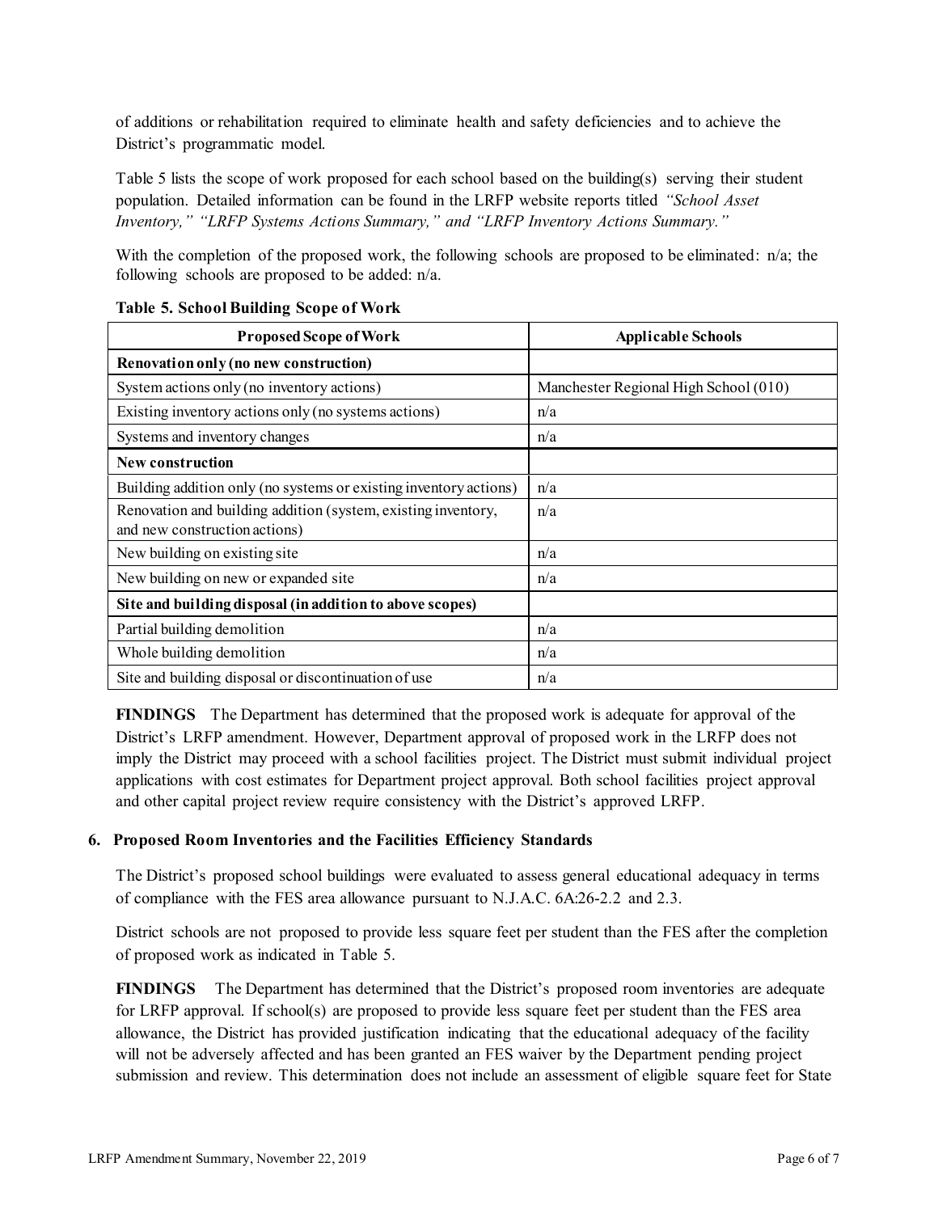of additions or rehabilitation required to eliminate health and safety deficiencies and to achieve the District's programmatic model.

Table 5 lists the scope of work proposed for each school based on the building(s) serving their student population. Detailed information can be found in the LRFP website reports titled *"School Asset Inventory," "LRFP Systems Actions Summary," and "LRFP Inventory Actions Summary."*

With the completion of the proposed work, the following schools are proposed to be eliminated: n/a; the following schools are proposed to be added: n/a.

**Table 5. School Building Scope of Work**

| Proposed Scope of Work | Applicable Schools |
|---|---|
| **Renovation only (no new construction)** | |
| System actions only (no inventory actions) | Manchester Regional High School (010) |
| Existing inventory actions only (no systems actions) | n/a |
| Systems and inventory changes | n/a |
| **New construction** | |
| Building addition only (no systems or existing inventory actions) | n/a |
| Renovation and building addition (system, existing inventory, and new construction actions) | n/a |
| New building on existing site | n/a |
| New building on new or expanded site | n/a |
| **Site and building disposal (in addition to above scopes)** | |
| Partial building demolition | n/a |
| Whole building demolition | n/a |
| Site and building disposal or discontinuation of use | n/a |

**FINDINGS** The Department has determined that the proposed work is adequate for approval of the District's LRFP amendment. However, Department approval of proposed work in the LRFP does not imply the District may proceed with a school facilities project. The District must submit individual project applications with cost estimates for Department project approval. Both school facilities project approval and other capital project review require consistency with the District's approved LRFP.

### 6. Proposed Room Inventories and the Facilities Efficiency Standards

The District's proposed school buildings were evaluated to assess general educational adequacy in terms of compliance with the FES area allowance pursuant to N.J.A.C. 6A:26-2.2 and 2.3.

District schools are not proposed to provide less square feet per student than the FES after the completion of proposed work as indicated in Table 5.

**FINDINGS** The Department has determined that the District's proposed room inventories are adequate for LRFP approval. If school(s) are proposed to provide less square feet per student than the FES area allowance, the District has provided justification indicating that the educational adequacy of the facility will not be adversely affected and has been granted an FES waiver by the Department pending project submission and review. This determination does not include an assessment of eligible square feet for State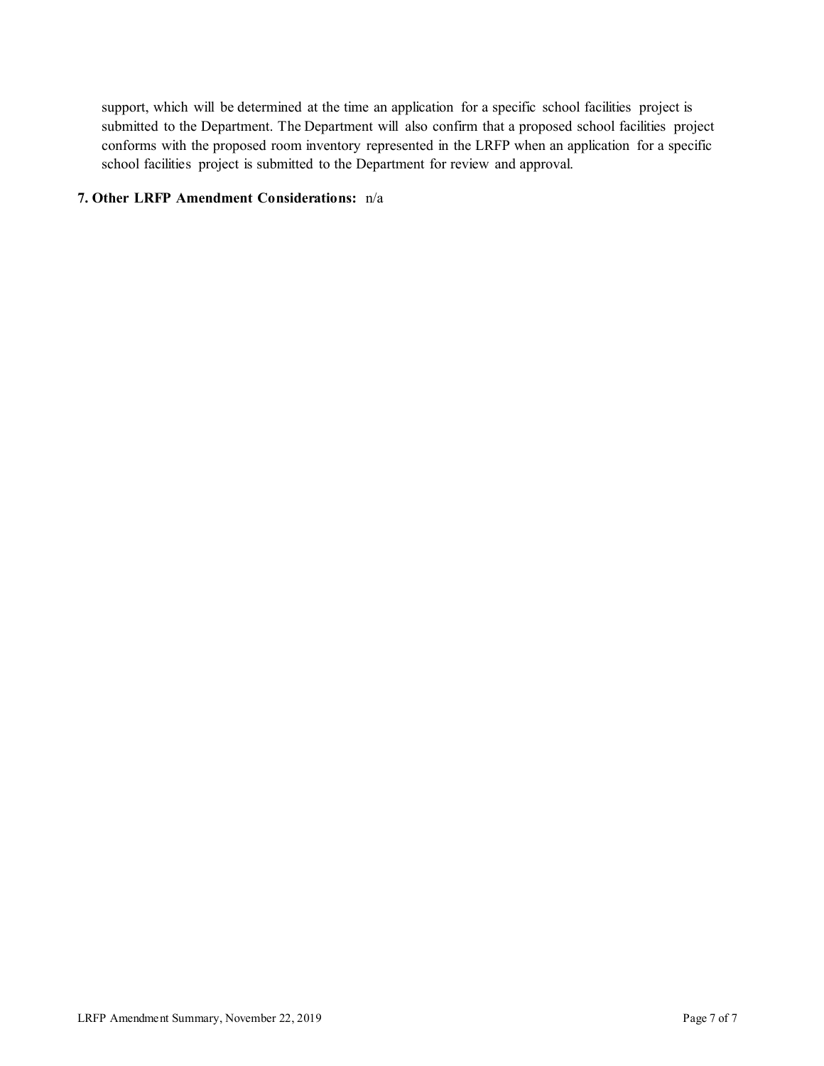support, which will be determined at the time an application for a specific school facilities project is submitted to the Department. The Department will also confirm that a proposed school facilities project conforms with the proposed room inventory represented in the LRFP when an application for a specific school facilities project is submitted to the Department for review and approval.

**7. Other LRFP Amendment Considerations:** n/a